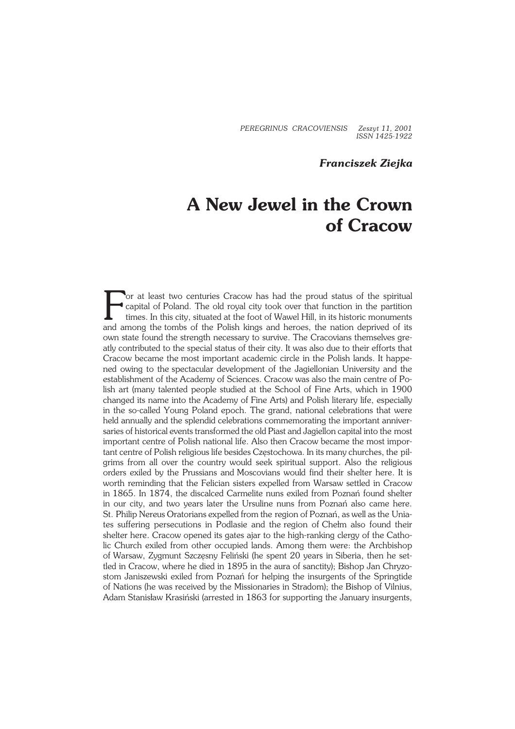*Franciszek Ziejka*

# A New Jewel in the Crown of Cracow

For at least two centuries Cracow has had the proud status of the spiritual capital of Poland. The old royal city took over that function in the partition times. In this city, situated at the foot of Wawel Hill, in its historic monuments and among the tombs of the Polish kings and heroes, the nation deprived of its own state found the strength necessary to survive. The Cracovians themselves greatly contributed to the special status of their city. It was also due to their efforts that Cracow became the most important academic circle in the Polish lands. It happened owing to the spectacular development of the Jagiellonian University and the establishment of the Academy of Sciences. Cracow was also the main centre of Polish art (many talented people studied at the School of Fine Arts, which in 1900 changed its name into the Academy of Fine Arts) and Polish literary life, especially in the so-called Young Poland epoch. The grand, national celebrations that were held annually and the splendid celebrations commemorating the important anniversaries of historical events transformed the old Piast and Jagiellon capital into the most important centre of Polish national life. Also then Cracow became the most important centre of Polish religious life besides Częstochowa. In its many churches, the pilgrims from all over the country would seek spiritual support. Also the religious orders exiled by the Prussians and Moscovians would find their shelter here. It is worth reminding that the Felician sisters expelled from Warsaw settled in Cracow in 1865. In 1874, the discalced Carmelite nuns exiled from Poznań found shelter in our city, and two years later the Ursuline nuns from Poznań also came here. St. Philip Nereus Oratorians expelled from the region of Poznań, as well as the Uniates suffering persecutions in Podlasie and the region of Chełm also found their shelter here. Cracow opened its gates ajar to the high-ranking clergy of the Catholic Church exiled from other occupied lands. Among them were: the Archbishop of Warsaw, Zygmunt Szczęsny Feliński (he spent 20 years in Siberia, then he settled in Cracow, where he died in 1895 in the aura of sanctity); Bishop Jan Chryzostom Janiszewski exiled from Poznań for helping the insurgents of the Springtide of Nations (he was received by the Missionaries in Stradom); the Bishop of Vilnius, Adam Stanisław Krasiński (arrested in 1863 for supporting the January insurgents,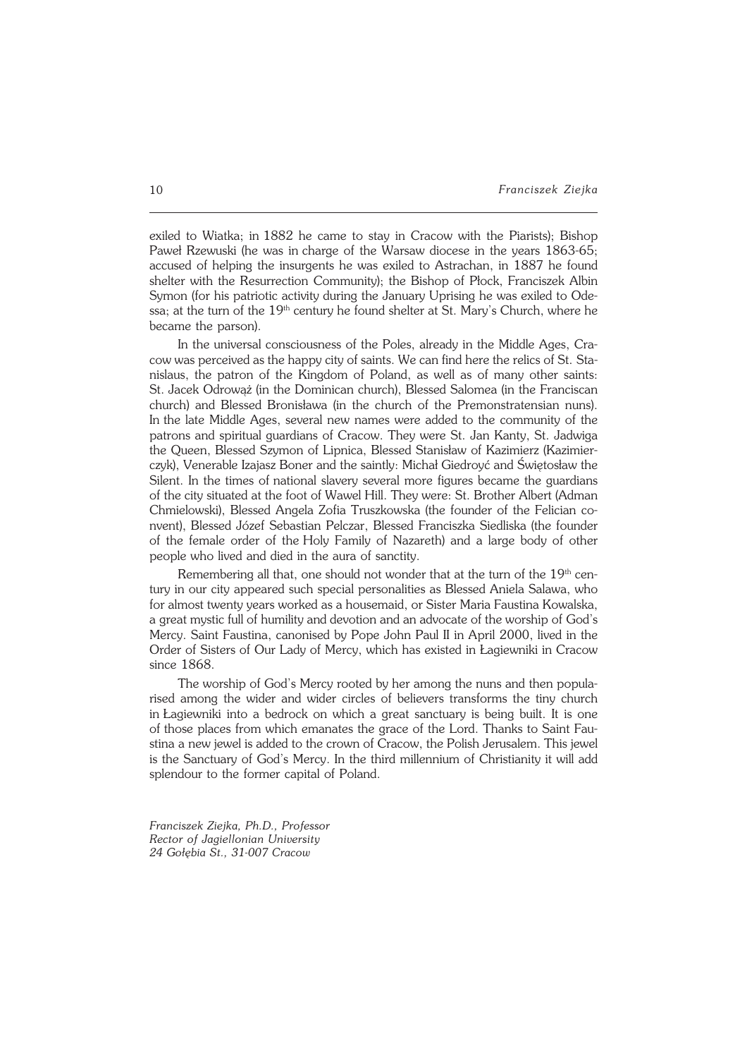exiled to Wiatka; in 1882 he came to stay in Cracow with the Piarists); Bishop Paweł Rzewuski (he was in charge of the Warsaw diocese in the years 1863-65; accused of helping the insurgents he was exiled to Astrachan, in 1887 he found shelter with the Resurrection Community); the Bishop of Płock, Franciszek Albin Symon (for his patriotic activity during the January Uprising he was exiled to Odessa; at the turn of the 19th century he found shelter at St. Mary's Church, where he became the parson).

In the universal consciousness of the Poles, already in the Middle Ages, Cracow was perceived as the happy city of saints. We can find here the relics of St. Stanislaus, the patron of the Kingdom of Poland, as well as of many other saints: St. Jacek Odrowąż (in the Dominican church), Blessed Salomea (in the Franciscan church) and Blessed Bronisława (in the church of the Premonstratensian nuns). In the late Middle Ages, several new names were added to the community of the patrons and spiritual guardians of Cracow. They were St. Jan Kanty, St. Jadwiga the Queen, Blessed Szymon of Lipnica, Blessed Stanisław of Kazimierz (Kazimierczyk), Venerable Izajasz Boner and the saintly: Michał Giedroyć and Świętosław the Silent. In the times of national slavery several more figures became the guardians of the city situated at the foot of Wawel Hill. They were: St. Brother Albert (Adman Chmielowski), Blessed Angela Zofia Truszkowska (the founder of the Felician convent), Blessed Józef Sebastian Pelczar, Blessed Franciszka Siedliska (the founder of the female order of the Holy Family of Nazareth) and a large body of other people who lived and died in the aura of sanctity.

Remembering all that, one should not wonder that at the turn of the 19th century in our city appeared such special personalities as Blessed Aniela Salawa, who for almost twenty years worked as a housemaid, or Sister Maria Faustina Kowalska, a great mystic full of humility and devotion and an advocate of the worship of God's Mercy. Saint Faustina, canonised by Pope John Paul II in April 2000, lived in the Order of Sisters of Our Lady of Mercy, which has existed in Łagiewniki in Cracow since 1868.

The worship of God's Mercy rooted by her among the nuns and then popularised among the wider and wider circles of believers transforms the tiny church in Łagiewniki into a bedrock on which a great sanctuary is being built. It is one of those places from which emanates the grace of the Lord. Thanks to Saint Faustina a new jewel is added to the crown of Cracow, the Polish Jerusalem. This jewel is the Sanctuary of God's Mercy. In the third millennium of Christianity it will add splendour to the former capital of Poland.

*Franciszek Ziejka, Ph.D., Professor*
*Rector of Jagiellonian University*
*24 Gołębia St., 31-007 Cracow*